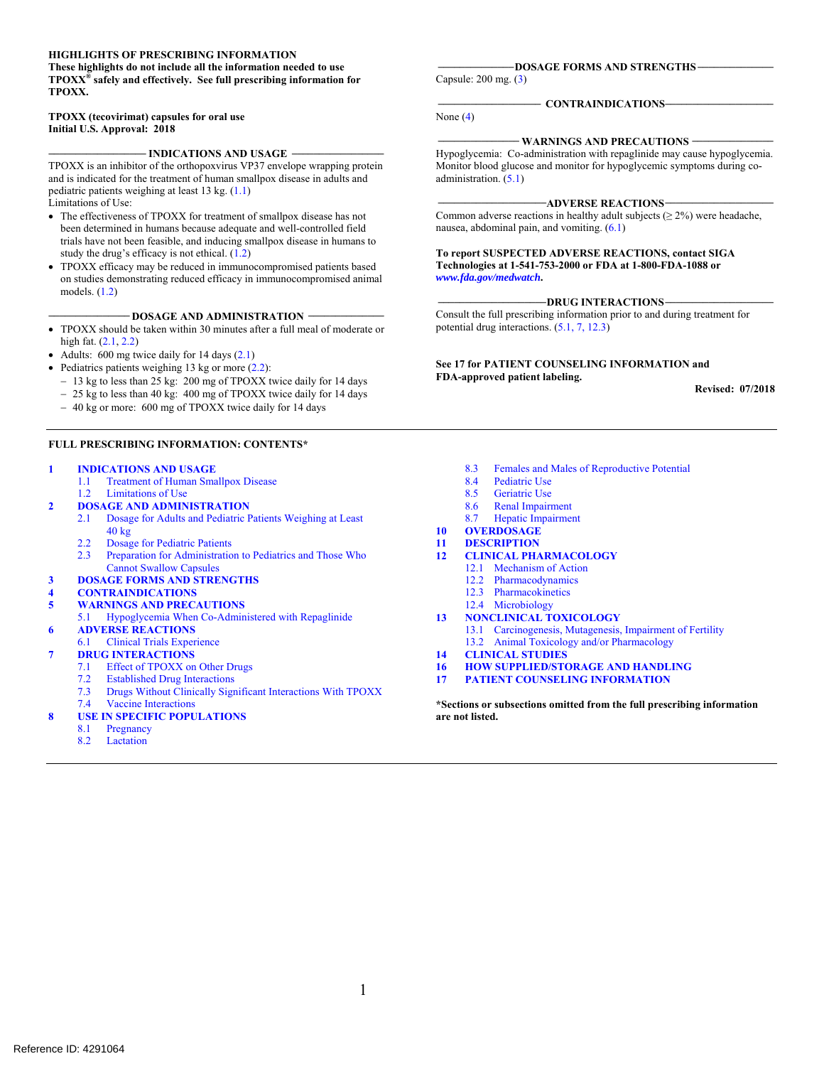**HIGHLIGHTS OF PRESCRIBING INFORMATION**
**These highlights do not include all the information needed to use TPOXX® safely and effectively. See full prescribing information for TPOXX.**

**TPOXX (tecovirimat) capsules for oral use**
**Initial U.S. Approval: 2018**

## INDICATIONS AND USAGE

TPOXX is an inhibitor of the orthopoxvirus VP37 envelope wrapping protein and is indicated for the treatment of human smallpox disease in adults and pediatric patients weighing at least 13 kg. (1.1)

Limitations of Use:

- The effectiveness of TPOXX for treatment of smallpox disease has not been determined in humans because adequate and well-controlled field trials have not been feasible, and inducing smallpox disease in humans to study the drug's efficacy is not ethical. (1.2)
- TPOXX efficacy may be reduced in immunocompromised patients based on studies demonstrating reduced efficacy in immunocompromised animal models. (1.2)

## DOSAGE AND ADMINISTRATION

- TPOXX should be taken within 30 minutes after a full meal of moderate or high fat. (2.1, 2.2)
- Adults: 600 mg twice daily for 14 days (2.1)
- Pediatrics patients weighing 13 kg or more (2.2):
  - 13 kg to less than 25 kg: 200 mg of TPOXX twice daily for 14 days
  - 25 kg to less than 40 kg: 400 mg of TPOXX twice daily for 14 days
  - 40 kg or more: 600 mg of TPOXX twice daily for 14 days

## DOSAGE FORMS AND STRENGTHS

Capsule: 200 mg. (3)

## CONTRAINDICATIONS

None (4)

## WARNINGS AND PRECAUTIONS

Hypoglycemia: Co-administration with repaglinide may cause hypoglycemia. Monitor blood glucose and monitor for hypoglycemic symptoms during co-administration. (5.1)

## ADVERSE REACTIONS

Common adverse reactions in healthy adult subjects (≥ 2%) were headache, nausea, abdominal pain, and vomiting. (6.1)

**To report SUSPECTED ADVERSE REACTIONS, contact SIGA Technologies at 1-541-753-2000 or FDA at 1-800-FDA-1088 or *www.fda.gov/medwatch*.**

## DRUG INTERACTIONS

Consult the full prescribing information prior to and during treatment for potential drug interactions. (5.1, 7, 12.3)

**See 17 for PATIENT COUNSELING INFORMATION and FDA-approved patient labeling.**

**Revised: 07/2018**

---

**FULL PRESCRIBING INFORMATION: CONTENTS***

**1 INDICATIONS AND USAGE**
- 1.1 Treatment of Human Smallpox Disease
- 1.2 Limitations of Use

**2 DOSAGE AND ADMINISTRATION**
- 2.1 Dosage for Adults and Pediatric Patients Weighing at Least 40 kg
- 2.2 Dosage for Pediatric Patients
- 2.3 Preparation for Administration to Pediatrics and Those Who Cannot Swallow Capsules

**3 DOSAGE FORMS AND STRENGTHS**

**4 CONTRAINDICATIONS**

**5 WARNINGS AND PRECAUTIONS**
- 5.1 Hypoglycemia When Co-Administered with Repaglinide

**6 ADVERSE REACTIONS**
- 6.1 Clinical Trials Experience

**7 DRUG INTERACTIONS**
- 7.1 Effect of TPOXX on Other Drugs
- 7.2 Established Drug Interactions
- 7.3 Drugs Without Clinically Significant Interactions With TPOXX
- 7.4 Vaccine Interactions

**8 USE IN SPECIFIC POPULATIONS**
- 8.1 Pregnancy
- 8.2 Lactation
- 8.3 Females and Males of Reproductive Potential
- 8.4 Pediatric Use
- 8.5 Geriatric Use
- 8.6 Renal Impairment
- 8.7 Hepatic Impairment

**10 OVERDOSAGE**

**11 DESCRIPTION**

**12 CLINICAL PHARMACOLOGY**
- 12.1 Mechanism of Action
- 12.2 Pharmacodynamics
- 12.3 Pharmacokinetics
- 12.4 Microbiology

**13 NONCLINICAL TOXICOLOGY**
- 13.1 Carcinogenesis, Mutagenesis, Impairment of Fertility
- 13.2 Animal Toxicology and/or Pharmacology

**14 CLINICAL STUDIES**

**16 HOW SUPPLIED/STORAGE AND HANDLING**

**17 PATIENT COUNSELING INFORMATION**

***Sections or subsections omitted from the full prescribing information are not listed.**

Reference ID: 4291064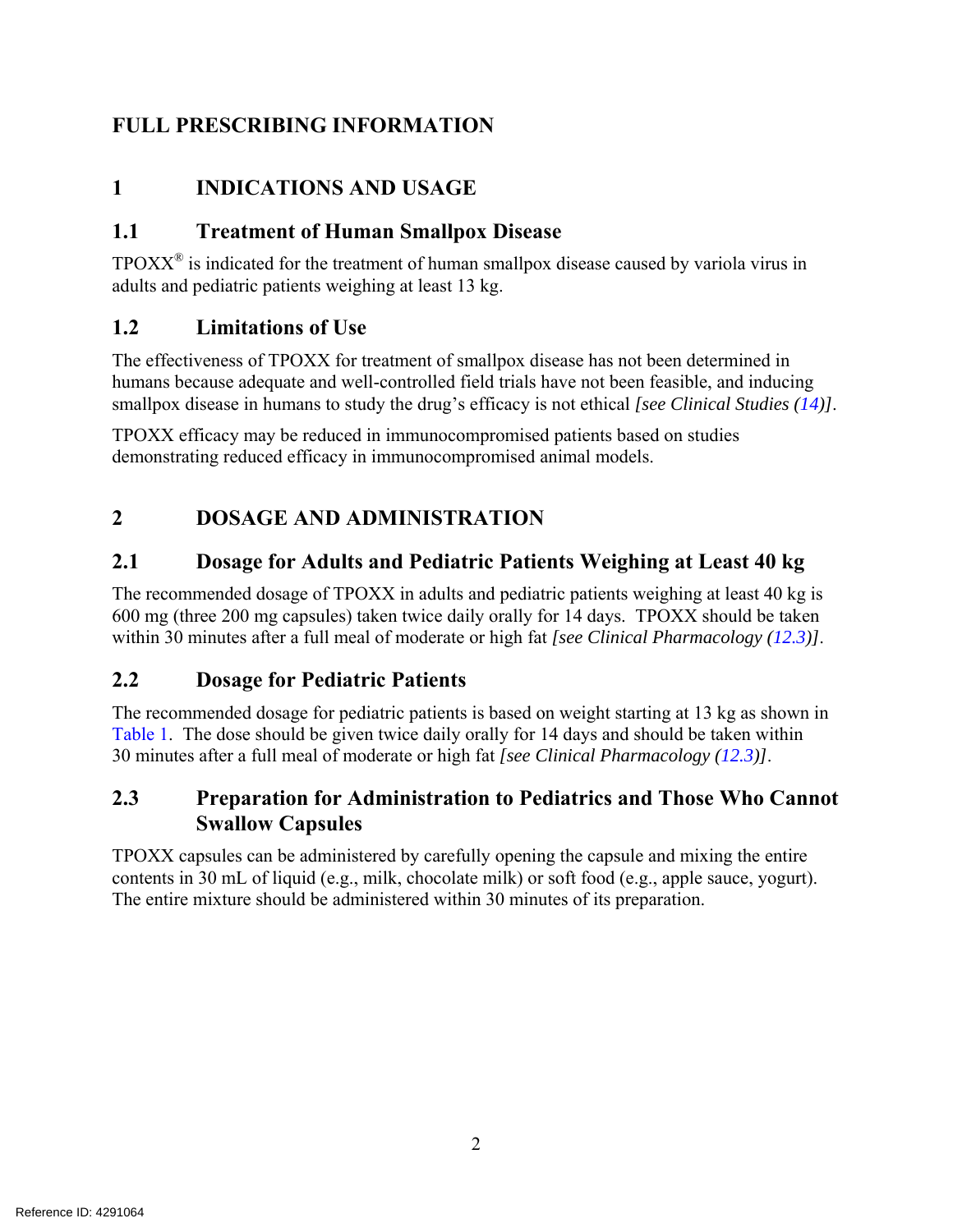# FULL PRESCRIBING INFORMATION

## 1 INDICATIONS AND USAGE

### 1.1 Treatment of Human Smallpox Disease

TPOXX® is indicated for the treatment of human smallpox disease caused by variola virus in adults and pediatric patients weighing at least 13 kg.

### 1.2 Limitations of Use

The effectiveness of TPOXX for treatment of smallpox disease has not been determined in humans because adequate and well-controlled field trials have not been feasible, and inducing smallpox disease in humans to study the drug's efficacy is not ethical *[see Clinical Studies (14)]*.

TPOXX efficacy may be reduced in immunocompromised patients based on studies demonstrating reduced efficacy in immunocompromised animal models.

## 2 DOSAGE AND ADMINISTRATION

### 2.1 Dosage for Adults and Pediatric Patients Weighing at Least 40 kg

The recommended dosage of TPOXX in adults and pediatric patients weighing at least 40 kg is 600 mg (three 200 mg capsules) taken twice daily orally for 14 days. TPOXX should be taken within 30 minutes after a full meal of moderate or high fat *[see Clinical Pharmacology (12.3)]*.

### 2.2 Dosage for Pediatric Patients

The recommended dosage for pediatric patients is based on weight starting at 13 kg as shown in Table 1. The dose should be given twice daily orally for 14 days and should be taken within 30 minutes after a full meal of moderate or high fat *[see Clinical Pharmacology (12.3)]*.

### 2.3 Preparation for Administration to Pediatrics and Those Who Cannot Swallow Capsules

TPOXX capsules can be administered by carefully opening the capsule and mixing the entire contents in 30 mL of liquid (e.g., milk, chocolate milk) or soft food (e.g., apple sauce, yogurt). The entire mixture should be administered within 30 minutes of its preparation.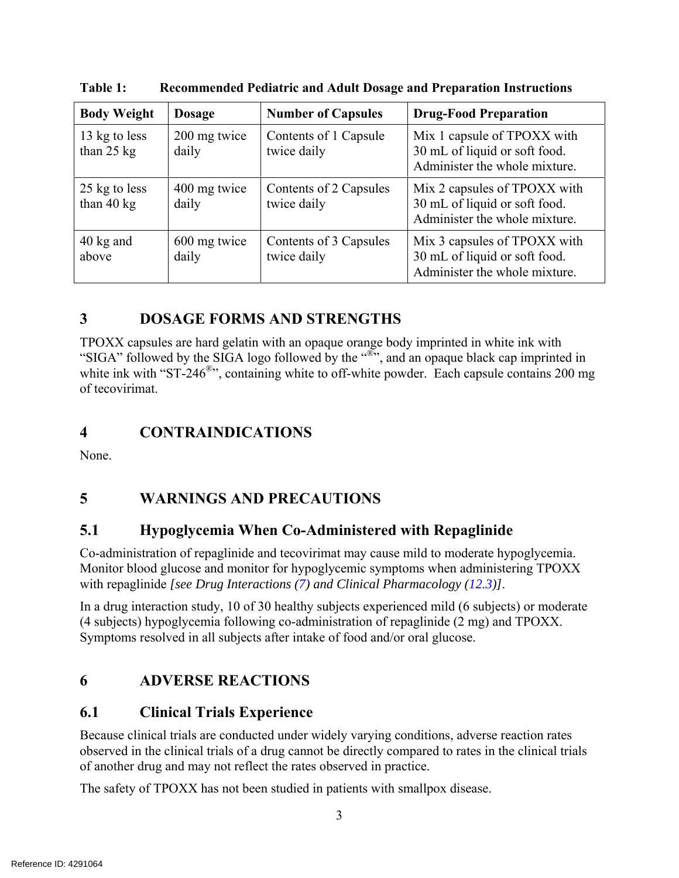**Table 1: Recommended Pediatric and Adult Dosage and Preparation Instructions**

| Body Weight | Dosage | Number of Capsules | Drug-Food Preparation |
|---|---|---|---|
| 13 kg to less than 25 kg | 200 mg twice daily | Contents of 1 Capsule twice daily | Mix 1 capsule of TPOXX with 30 mL of liquid or soft food. Administer the whole mixture. |
| 25 kg to less than 40 kg | 400 mg twice daily | Contents of 2 Capsules twice daily | Mix 2 capsules of TPOXX with 30 mL of liquid or soft food. Administer the whole mixture. |
| 40 kg and above | 600 mg twice daily | Contents of 3 Capsules twice daily | Mix 3 capsules of TPOXX with 30 mL of liquid or soft food. Administer the whole mixture. |

# 3 DOSAGE FORMS AND STRENGTHS

TPOXX capsules are hard gelatin with an opaque orange body imprinted in white ink with "SIGA" followed by the SIGA logo followed by the "®", and an opaque black cap imprinted in white ink with "ST-246®", containing white to off-white powder. Each capsule contains 200 mg of tecovirimat.

# 4 CONTRAINDICATIONS

None.

# 5 WARNINGS AND PRECAUTIONS

## 5.1 Hypoglycemia When Co-Administered with Repaglinide

Co-administration of repaglinide and tecovirimat may cause mild to moderate hypoglycemia. Monitor blood glucose and monitor for hypoglycemic symptoms when administering TPOXX with repaglinide *[see Drug Interactions (7) and Clinical Pharmacology (12.3)]*.

In a drug interaction study, 10 of 30 healthy subjects experienced mild (6 subjects) or moderate (4 subjects) hypoglycemia following co-administration of repaglinide (2 mg) and TPOXX. Symptoms resolved in all subjects after intake of food and/or oral glucose.

# 6 ADVERSE REACTIONS

## 6.1 Clinical Trials Experience

Because clinical trials are conducted under widely varying conditions, adverse reaction rates observed in the clinical trials of a drug cannot be directly compared to rates in the clinical trials of another drug and may not reflect the rates observed in practice.

The safety of TPOXX has not been studied in patients with smallpox disease.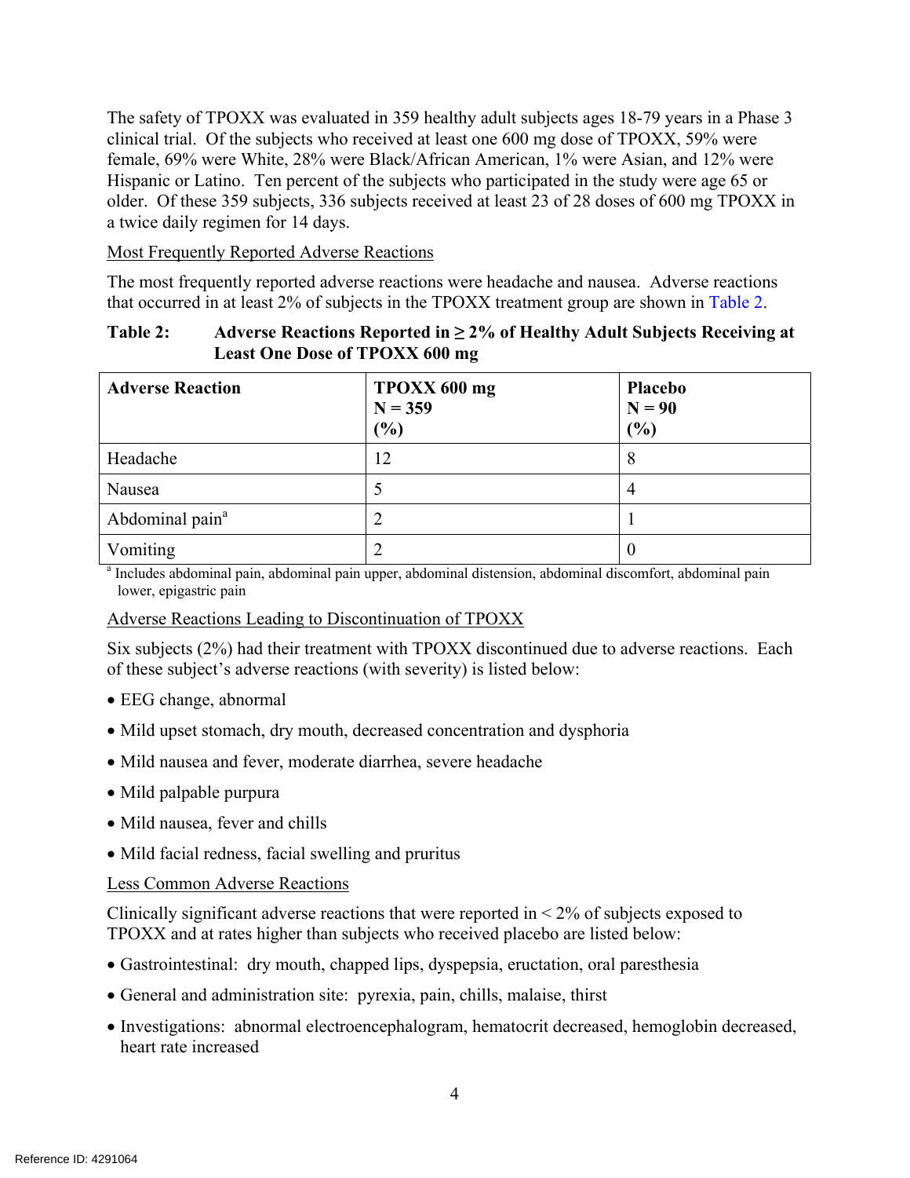The safety of TPOXX was evaluated in 359 healthy adult subjects ages 18-79 years in a Phase 3 clinical trial. Of the subjects who received at least one 600 mg dose of TPOXX, 59% were female, 69% were White, 28% were Black/African American, 1% were Asian, and 12% were Hispanic or Latino. Ten percent of the subjects who participated in the study were age 65 or older. Of these 359 subjects, 336 subjects received at least 23 of 28 doses of 600 mg TPOXX in a twice daily regimen for 14 days.

Most Frequently Reported Adverse Reactions

The most frequently reported adverse reactions were headache and nausea. Adverse reactions that occurred in at least 2% of subjects in the TPOXX treatment group are shown in Table 2.

**Table 2: Adverse Reactions Reported in ≥ 2% of Healthy Adult Subjects Receiving at Least One Dose of TPOXX 600 mg**

| Adverse Reaction | TPOXX 600 mg N = 359 (%) | Placebo N = 90 (%) |
|---|---|---|
| Headache | 12 | 8 |
| Nausea | 5 | 4 |
| Abdominal pain[a] | 2 | 1 |
| Vomiting | 2 | 0 |

[a] Includes abdominal pain, abdominal pain upper, abdominal distension, abdominal discomfort, abdominal pain lower, epigastric pain

Adverse Reactions Leading to Discontinuation of TPOXX

Six subjects (2%) had their treatment with TPOXX discontinued due to adverse reactions. Each of these subject's adverse reactions (with severity) is listed below:

- EEG change, abnormal
- Mild upset stomach, dry mouth, decreased concentration and dysphoria
- Mild nausea and fever, moderate diarrhea, severe headache
- Mild palpable purpura
- Mild nausea, fever and chills
- Mild facial redness, facial swelling and pruritus

Less Common Adverse Reactions

Clinically significant adverse reactions that were reported in < 2% of subjects exposed to TPOXX and at rates higher than subjects who received placebo are listed below:

- Gastrointestinal: dry mouth, chapped lips, dyspepsia, eructation, oral paresthesia
- General and administration site: pyrexia, pain, chills, malaise, thirst
- Investigations: abnormal electroencephalogram, hematocrit decreased, hemoglobin decreased, heart rate increased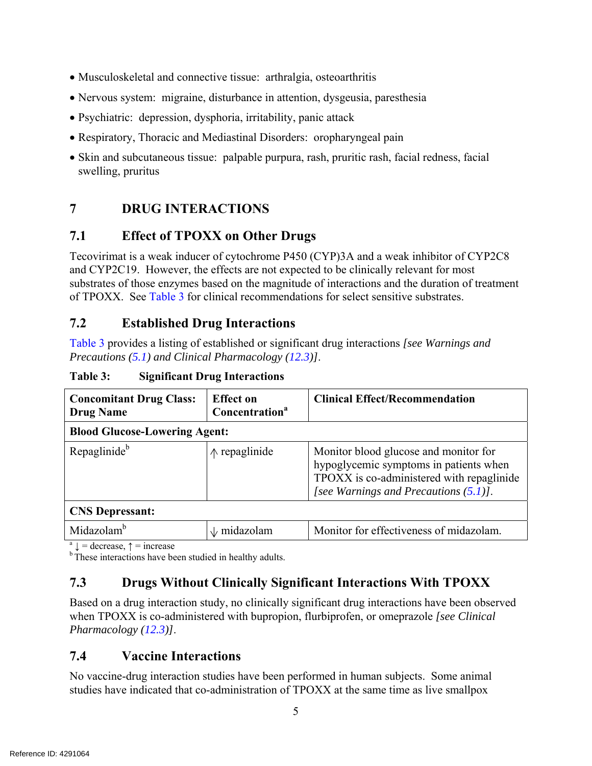- Musculoskeletal and connective tissue: arthralgia, osteoarthritis
- Nervous system: migraine, disturbance in attention, dysgeusia, paresthesia
- Psychiatric: depression, dysphoria, irritability, panic attack
- Respiratory, Thoracic and Mediastinal Disorders: oropharyngeal pain
- Skin and subcutaneous tissue: palpable purpura, rash, pruritic rash, facial redness, facial swelling, pruritus

# 7 DRUG INTERACTIONS

## 7.1 Effect of TPOXX on Other Drugs

Tecovirimat is a weak inducer of cytochrome P450 (CYP)3A and a weak inhibitor of CYP2C8 and CYP2C19. However, the effects are not expected to be clinically relevant for most substrates of those enzymes based on the magnitude of interactions and the duration of treatment of TPOXX. See Table 3 for clinical recommendations for select sensitive substrates.

## 7.2 Established Drug Interactions

Table 3 provides a listing of established or significant drug interactions *[see Warnings and Precautions (5.1) and Clinical Pharmacology (12.3)]*.

**Table 3: Significant Drug Interactions**

| Concomitant Drug Class: Drug Name | Effect on Concentration[a] | Clinical Effect/Recommendation |
|---|---|---|
| **Blood Glucose-Lowering Agent:** | | |
| Repaglinide[b] | ↑ repaglinide | Monitor blood glucose and monitor for hypoglycemic symptoms in patients when TPOXX is co-administered with repaglinide *[see Warnings and Precautions (5.1)]*. |
| **CNS Depressant:** | | |
| Midazolam[b] | ↓ midazolam | Monitor for effectiveness of midazolam. |

[a] ↓ = decrease, ↑ = increase
[b] These interactions have been studied in healthy adults.

## 7.3 Drugs Without Clinically Significant Interactions With TPOXX

Based on a drug interaction study, no clinically significant drug interactions have been observed when TPOXX is co-administered with bupropion, flurbiprofen, or omeprazole *[see Clinical Pharmacology (12.3)]*.

## 7.4 Vaccine Interactions

No vaccine-drug interaction studies have been performed in human subjects. Some animal studies have indicated that co-administration of TPOXX at the same time as live smallpox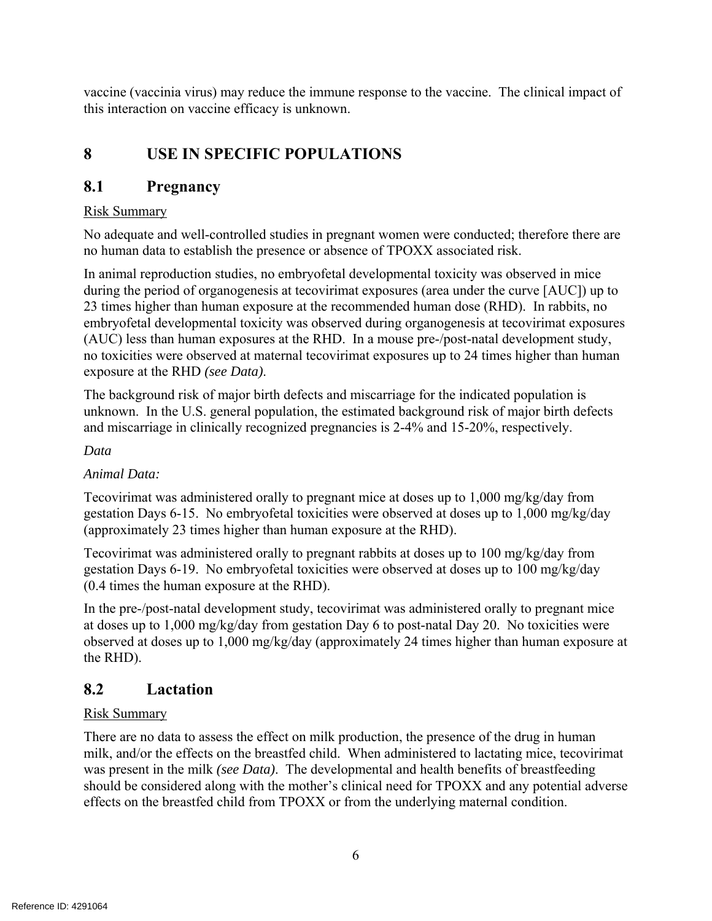vaccine (vaccinia virus) may reduce the immune response to the vaccine. The clinical impact of this interaction on vaccine efficacy is unknown.

# 8 USE IN SPECIFIC POPULATIONS

## 8.1 Pregnancy

Risk Summary

No adequate and well-controlled studies in pregnant women were conducted; therefore there are no human data to establish the presence or absence of TPOXX associated risk.

In animal reproduction studies, no embryofetal developmental toxicity was observed in mice during the period of organogenesis at tecovirimat exposures (area under the curve [AUC]) up to 23 times higher than human exposure at the recommended human dose (RHD). In rabbits, no embryofetal developmental toxicity was observed during organogenesis at tecovirimat exposures (AUC) less than human exposures at the RHD. In a mouse pre-/post-natal development study, no toxicities were observed at maternal tecovirimat exposures up to 24 times higher than human exposure at the RHD *(see Data)*.

The background risk of major birth defects and miscarriage for the indicated population is unknown. In the U.S. general population, the estimated background risk of major birth defects and miscarriage in clinically recognized pregnancies is 2-4% and 15-20%, respectively.

*Data*

*Animal Data:*

Tecovirimat was administered orally to pregnant mice at doses up to 1,000 mg/kg/day from gestation Days 6-15. No embryofetal toxicities were observed at doses up to 1,000 mg/kg/day (approximately 23 times higher than human exposure at the RHD).

Tecovirimat was administered orally to pregnant rabbits at doses up to 100 mg/kg/day from gestation Days 6-19. No embryofetal toxicities were observed at doses up to 100 mg/kg/day (0.4 times the human exposure at the RHD).

In the pre-/post-natal development study, tecovirimat was administered orally to pregnant mice at doses up to 1,000 mg/kg/day from gestation Day 6 to post-natal Day 20. No toxicities were observed at doses up to 1,000 mg/kg/day (approximately 24 times higher than human exposure at the RHD).

## 8.2 Lactation

Risk Summary

There are no data to assess the effect on milk production, the presence of the drug in human milk, and/or the effects on the breastfed child. When administered to lactating mice, tecovirimat was present in the milk *(see Data)*. The developmental and health benefits of breastfeeding should be considered along with the mother's clinical need for TPOXX and any potential adverse effects on the breastfed child from TPOXX or from the underlying maternal condition.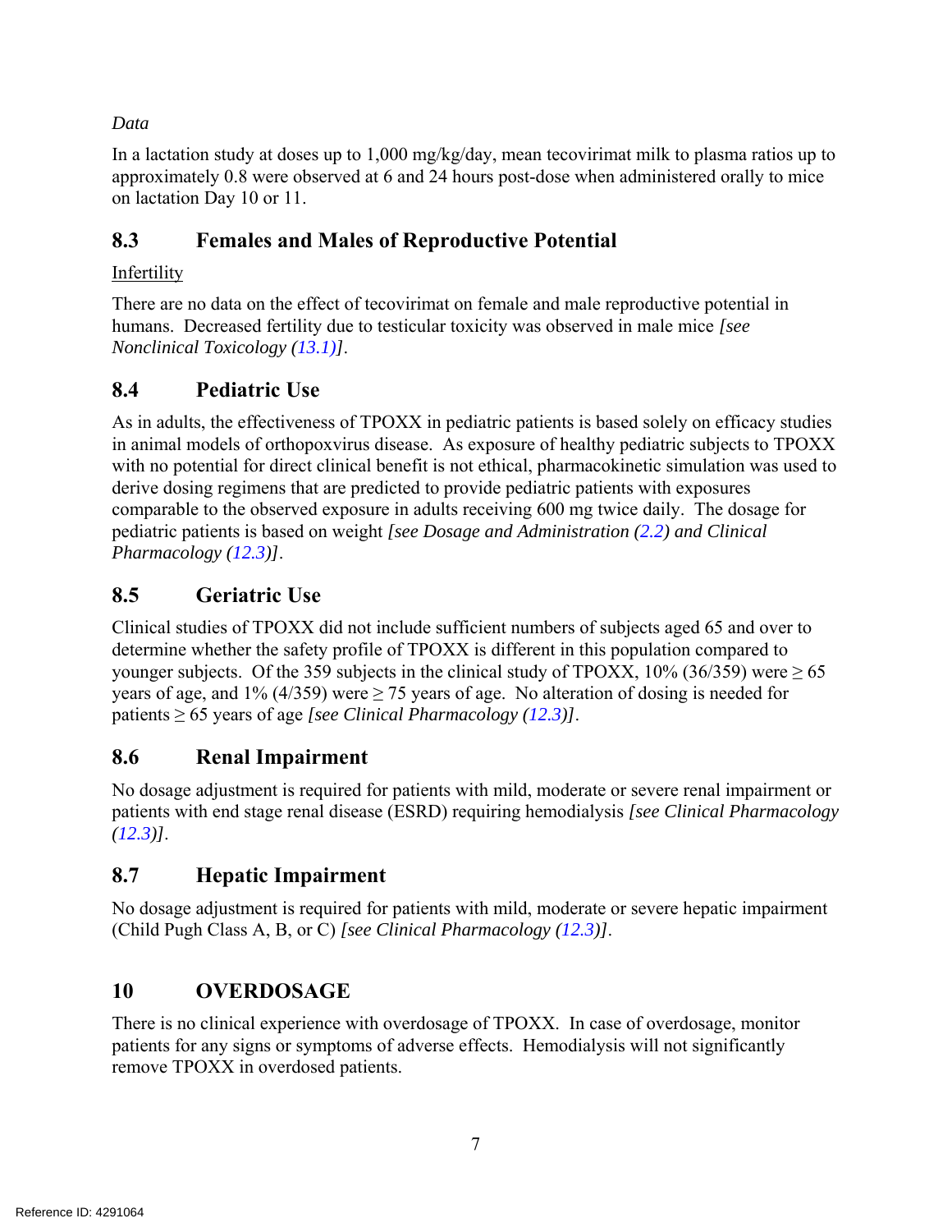*Data*

In a lactation study at doses up to 1,000 mg/kg/day, mean tecovirimat milk to plasma ratios up to approximately 0.8 were observed at 6 and 24 hours post-dose when administered orally to mice on lactation Day 10 or 11.

## 8.3 Females and Males of Reproductive Potential

Infertility

There are no data on the effect of tecovirimat on female and male reproductive potential in humans. Decreased fertility due to testicular toxicity was observed in male mice *[see Nonclinical Toxicology (13.1)]*.

## 8.4 Pediatric Use

As in adults, the effectiveness of TPOXX in pediatric patients is based solely on efficacy studies in animal models of orthopoxvirus disease. As exposure of healthy pediatric subjects to TPOXX with no potential for direct clinical benefit is not ethical, pharmacokinetic simulation was used to derive dosing regimens that are predicted to provide pediatric patients with exposures comparable to the observed exposure in adults receiving 600 mg twice daily. The dosage for pediatric patients is based on weight *[see Dosage and Administration (2.2) and Clinical Pharmacology (12.3)]*.

## 8.5 Geriatric Use

Clinical studies of TPOXX did not include sufficient numbers of subjects aged 65 and over to determine whether the safety profile of TPOXX is different in this population compared to younger subjects. Of the 359 subjects in the clinical study of TPOXX, 10% (36/359) were ≥ 65 years of age, and 1% (4/359) were ≥ 75 years of age. No alteration of dosing is needed for patients ≥ 65 years of age *[see Clinical Pharmacology (12.3)]*.

## 8.6 Renal Impairment

No dosage adjustment is required for patients with mild, moderate or severe renal impairment or patients with end stage renal disease (ESRD) requiring hemodialysis *[see Clinical Pharmacology (12.3)]*.

## 8.7 Hepatic Impairment

No dosage adjustment is required for patients with mild, moderate or severe hepatic impairment (Child Pugh Class A, B, or C) *[see Clinical Pharmacology (12.3)]*.

# 10 OVERDOSAGE

There is no clinical experience with overdosage of TPOXX. In case of overdosage, monitor patients for any signs or symptoms of adverse effects. Hemodialysis will not significantly remove TPOXX in overdosed patients.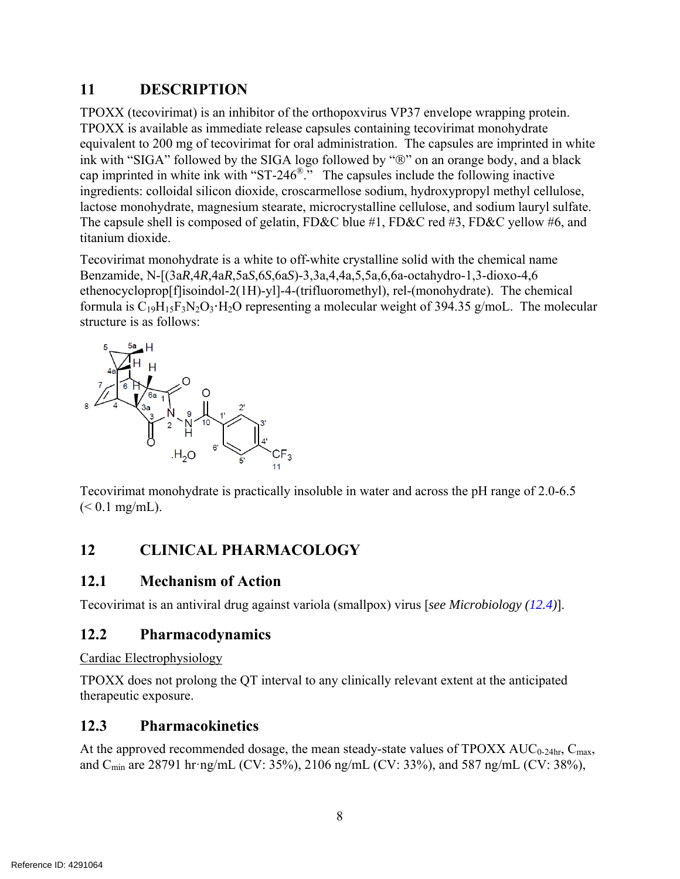# 11 DESCRIPTION

TPOXX (tecovirimat) is an inhibitor of the orthopoxvirus VP37 envelope wrapping protein. TPOXX is available as immediate release capsules containing tecovirimat monohydrate equivalent to 200 mg of tecovirimat for oral administration. The capsules are imprinted in white ink with "SIGA" followed by the SIGA logo followed by "®" on an orange body, and a black cap imprinted in white ink with "ST-246®." The capsules include the following inactive ingredients: colloidal silicon dioxide, croscarmellose sodium, hydroxypropyl methyl cellulose, lactose monohydrate, magnesium stearate, microcrystalline cellulose, and sodium lauryl sulfate. The capsule shell is composed of gelatin, FD&C blue #1, FD&C red #3, FD&C yellow #6, and titanium dioxide.

Tecovirimat monohydrate is a white to off-white crystalline solid with the chemical name Benzamide, N-[(3a*R*,4*R*,4a*R*,5a*S*,6*S*,6a*S*)-3,3a,4,4a,5,5a,6,6a-octahydro-1,3-dioxo-4,6 ethenocycloprop[f]isoindol-2(1H)-yl]-4-(trifluoromethyl), rel-(monohydrate). The chemical formula is $C_{19}H_{15}F_3N_2O_3 \cdot H_2O$ representing a molecular weight of 394.35 g/moL. The molecular structure is as follows:

Tecovirimat monohydrate is practically insoluble in water and across the pH range of 2.0-6.5 (< 0.1 mg/mL).

# 12 CLINICAL PHARMACOLOGY

## 12.1 Mechanism of Action

Tecovirimat is an antiviral drug against variola (smallpox) virus [*see Microbiology (12.4)*].

## 12.2 Pharmacodynamics

Cardiac Electrophysiology

TPOXX does not prolong the QT interval to any clinically relevant extent at the anticipated therapeutic exposure.

## 12.3 Pharmacokinetics

At the approved recommended dosage, the mean steady-state values of TPOXX $AUC_{0\text{-}24hr}$, $C_{max}$, and $C_{min}$ are 28791 hr·ng/mL (CV: 35%), 2106 ng/mL (CV: 33%), and 587 ng/mL (CV: 38%),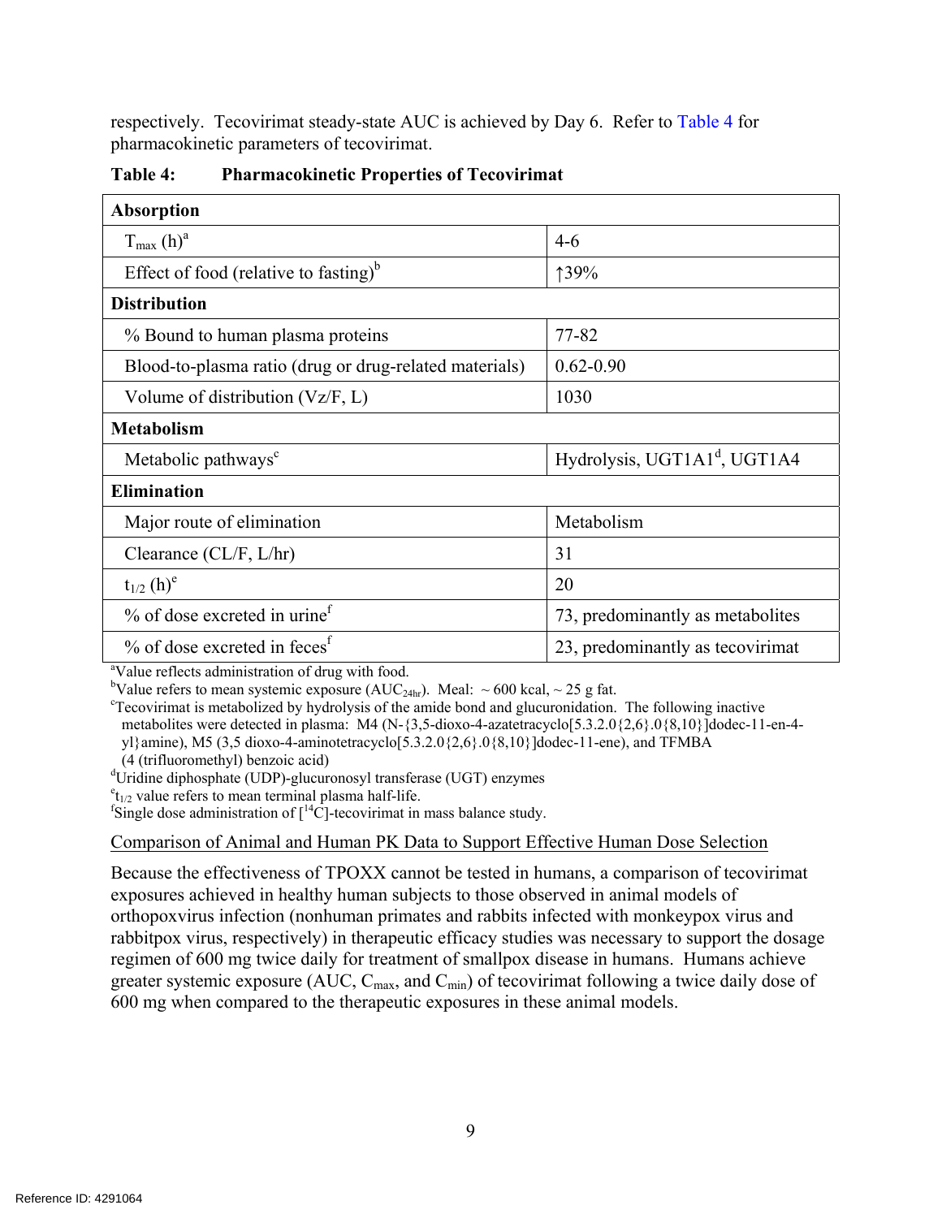respectively. Tecovirimat steady-state AUC is achieved by Day 6. Refer to Table 4 for pharmacokinetic parameters of tecovirimat.

**Table 4: Pharmacokinetic Properties of Tecovirimat**

| **Absorption** | |
|---|---|
| $T_{max}$ (h)[a] | 4-6 |
| Effect of food (relative to fasting)[b] | ↑39% |
| **Distribution** | |
| % Bound to human plasma proteins | 77-82 |
| Blood-to-plasma ratio (drug or drug-related materials) | 0.62-0.90 |
| Volume of distribution (Vz/F, L) | 1030 |
| **Metabolism** | |
| Metabolic pathways[c] | Hydrolysis, UGT1A1[d], UGT1A4 |
| **Elimination** | |
| Major route of elimination | Metabolism |
| Clearance (CL/F, L/hr) | 31 |
| $t_{1/2}$ (h)[e] | 20 |
| % of dose excreted in urine[f] | 73, predominantly as metabolites |
| % of dose excreted in feces[f] | 23, predominantly as tecovirimat |

[a]Value reflects administration of drug with food.
[b]Value refers to mean systemic exposure ($AUC_{24hr}$). Meal: ~ 600 kcal, ~ 25 g fat.
[c]Tecovirimat is metabolized by hydrolysis of the amide bond and glucuronidation. The following inactive metabolites were detected in plasma: M4 (N-{3,5-dioxo-4-azatetracyclo[5.3.2.0{2,6}.0{8,10}]dodec-11-en-4-yl}amine), M5 (3,5 dioxo-4-aminotetracyclo[5.3.2.0{2,6}.0{8,10}]dodec-11-ene), and TFMBA (4 (trifluoromethyl) benzoic acid)
[d]Uridine diphosphate (UDP)-glucuronosyl transferase (UGT) enzymes
[e]$t_{1/2}$ value refers to mean terminal plasma half-life.
[f]Single dose administration of [$^{14}$C]-tecovirimat in mass balance study.

Comparison of Animal and Human PK Data to Support Effective Human Dose Selection

Because the effectiveness of TPOXX cannot be tested in humans, a comparison of tecovirimat exposures achieved in healthy human subjects to those observed in animal models of orthopoxvirus infection (nonhuman primates and rabbits infected with monkeypox virus and rabbitpox virus, respectively) in therapeutic efficacy studies was necessary to support the dosage regimen of 600 mg twice daily for treatment of smallpox disease in humans. Humans achieve greater systemic exposure (AUC, $C_{max}$, and $C_{min}$) of tecovirimat following a twice daily dose of 600 mg when compared to the therapeutic exposures in these animal models.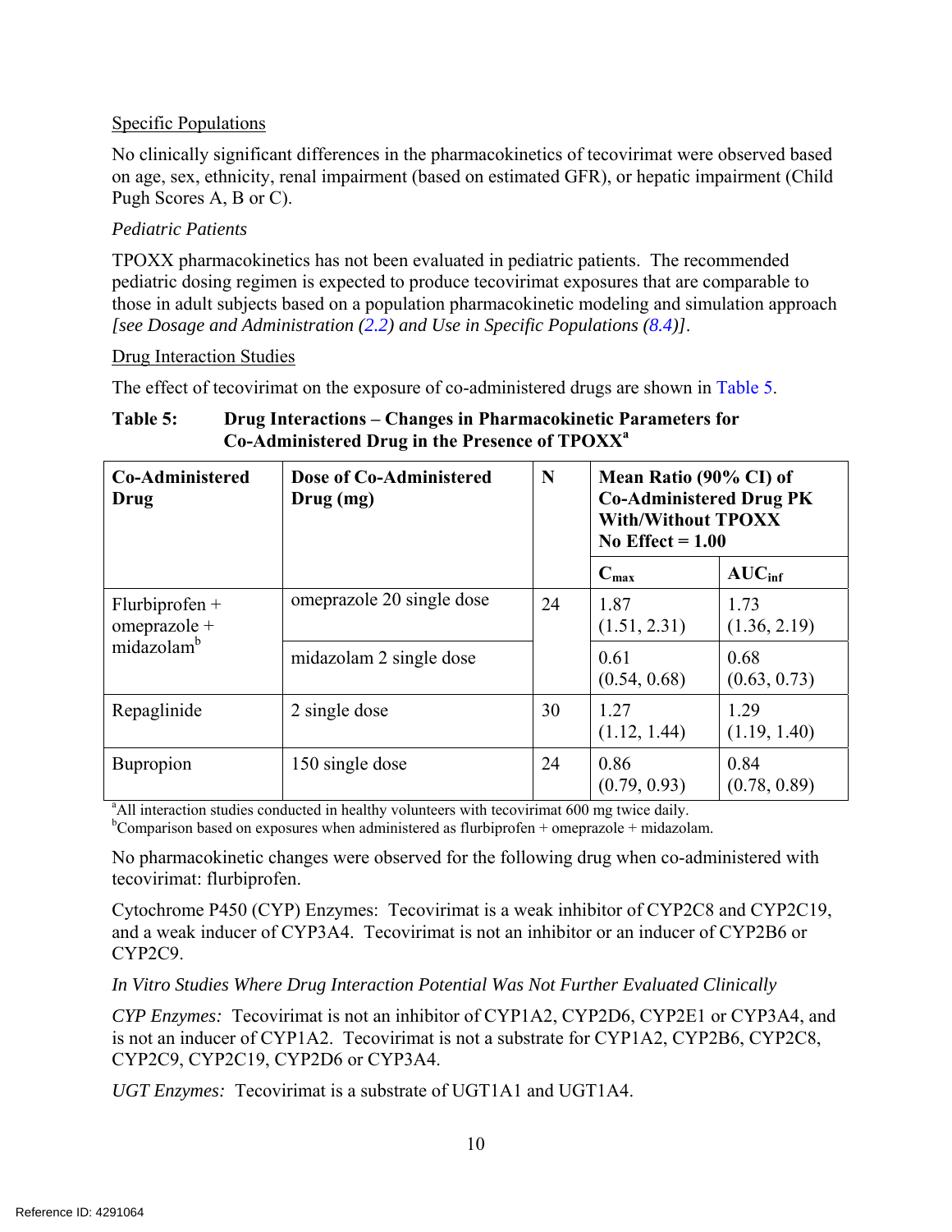Specific Populations

No clinically significant differences in the pharmacokinetics of tecovirimat were observed based on age, sex, ethnicity, renal impairment (based on estimated GFR), or hepatic impairment (Child Pugh Scores A, B or C).

*Pediatric Patients*

TPOXX pharmacokinetics has not been evaluated in pediatric patients. The recommended pediatric dosing regimen is expected to produce tecovirimat exposures that are comparable to those in adult subjects based on a population pharmacokinetic modeling and simulation approach *[see Dosage and Administration (2.2) and Use in Specific Populations (8.4)]*.

Drug Interaction Studies

The effect of tecovirimat on the exposure of co-administered drugs are shown in Table 5.

**Table 5: Drug Interactions – Changes in Pharmacokinetic Parameters for Co-Administered Drug in the Presence of TPOXX[a]**

| Co-Administered Drug | Dose of Co-Administered Drug (mg) | N | Mean Ratio (90% CI) of Co-Administered Drug PK With/Without TPOXX No Effect = 1.00 | |
|---|---|---|---|---|
| | | | $C_{max}$ | $AUC_{inf}$ |
| Flurbiprofen + omeprazole + midazolam[b] | omeprazole 20 single dose | 24 | 1.87 (1.51, 2.31) | 1.73 (1.36, 2.19) |
| | midazolam 2 single dose | | 0.61 (0.54, 0.68) | 0.68 (0.63, 0.73) |
| Repaglinide | 2 single dose | 30 | 1.27 (1.12, 1.44) | 1.29 (1.19, 1.40) |
| Bupropion | 150 single dose | 24 | 0.86 (0.79, 0.93) | 0.84 (0.78, 0.89) |

[a]All interaction studies conducted in healthy volunteers with tecovirimat 600 mg twice daily.
[b]Comparison based on exposures when administered as flurbiprofen + omeprazole + midazolam.

No pharmacokinetic changes were observed for the following drug when co-administered with tecovirimat: flurbiprofen.

Cytochrome P450 (CYP) Enzymes: Tecovirimat is a weak inhibitor of CYP2C8 and CYP2C19, and a weak inducer of CYP3A4. Tecovirimat is not an inhibitor or an inducer of CYP2B6 or CYP2C9.

*In Vitro Studies Where Drug Interaction Potential Was Not Further Evaluated Clinically*

*CYP Enzymes:* Tecovirimat is not an inhibitor of CYP1A2, CYP2D6, CYP2E1 or CYP3A4, and is not an inducer of CYP1A2. Tecovirimat is not a substrate for CYP1A2, CYP2B6, CYP2C8, CYP2C9, CYP2C19, CYP2D6 or CYP3A4.

*UGT Enzymes:* Tecovirimat is a substrate of UGT1A1 and UGT1A4.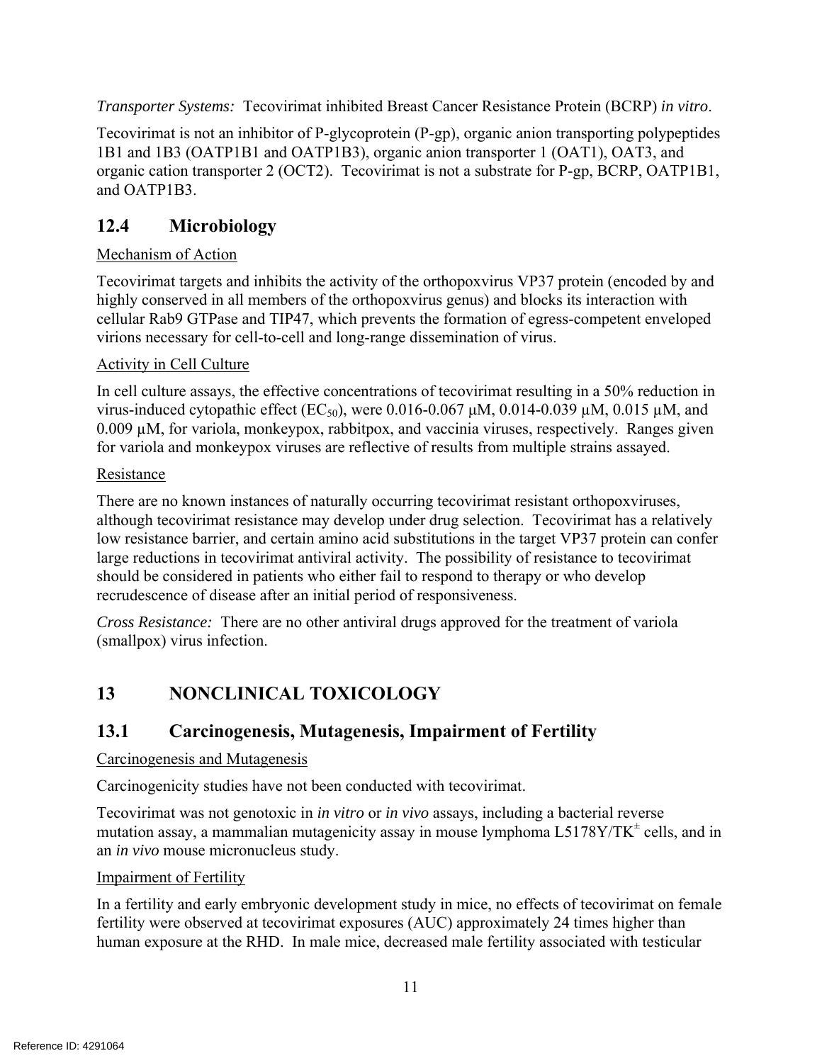*Transporter Systems:* Tecovirimat inhibited Breast Cancer Resistance Protein (BCRP) *in vitro*.

Tecovirimat is not an inhibitor of P-glycoprotein (P-gp), organic anion transporting polypeptides 1B1 and 1B3 (OATP1B1 and OATP1B3), organic anion transporter 1 (OAT1), OAT3, and organic cation transporter 2 (OCT2). Tecovirimat is not a substrate for P-gp, BCRP, OATP1B1, and OATP1B3.

## 12.4 Microbiology

Mechanism of Action

Tecovirimat targets and inhibits the activity of the orthopoxvirus VP37 protein (encoded by and highly conserved in all members of the orthopoxvirus genus) and blocks its interaction with cellular Rab9 GTPase and TIP47, which prevents the formation of egress-competent enveloped virions necessary for cell-to-cell and long-range dissemination of virus.

Activity in Cell Culture

In cell culture assays, the effective concentrations of tecovirimat resulting in a 50% reduction in virus-induced cytopathic effect ($EC_{50}$), were 0.016-0.067 µM, 0.014-0.039 µM, 0.015 µM, and 0.009 µM, for variola, monkeypox, rabbitpox, and vaccinia viruses, respectively. Ranges given for variola and monkeypox viruses are reflective of results from multiple strains assayed.

Resistance

There are no known instances of naturally occurring tecovirimat resistant orthopoxviruses, although tecovirimat resistance may develop under drug selection. Tecovirimat has a relatively low resistance barrier, and certain amino acid substitutions in the target VP37 protein can confer large reductions in tecovirimat antiviral activity. The possibility of resistance to tecovirimat should be considered in patients who either fail to respond to therapy or who develop recrudescence of disease after an initial period of responsiveness.

*Cross Resistance:* There are no other antiviral drugs approved for the treatment of variola (smallpox) virus infection.

# 13 NONCLINICAL TOXICOLOGY

## 13.1 Carcinogenesis, Mutagenesis, Impairment of Fertility

Carcinogenesis and Mutagenesis

Carcinogenicity studies have not been conducted with tecovirimat.

Tecovirimat was not genotoxic in *in vitro* or *in vivo* assays, including a bacterial reverse mutation assay, a mammalian mutagenicity assay in mouse lymphoma L5178Y/$TK^{\pm}$ cells, and in an *in vivo* mouse micronucleus study.

Impairment of Fertility

In a fertility and early embryonic development study in mice, no effects of tecovirimat on female fertility were observed at tecovirimat exposures (AUC) approximately 24 times higher than human exposure at the RHD. In male mice, decreased male fertility associated with testicular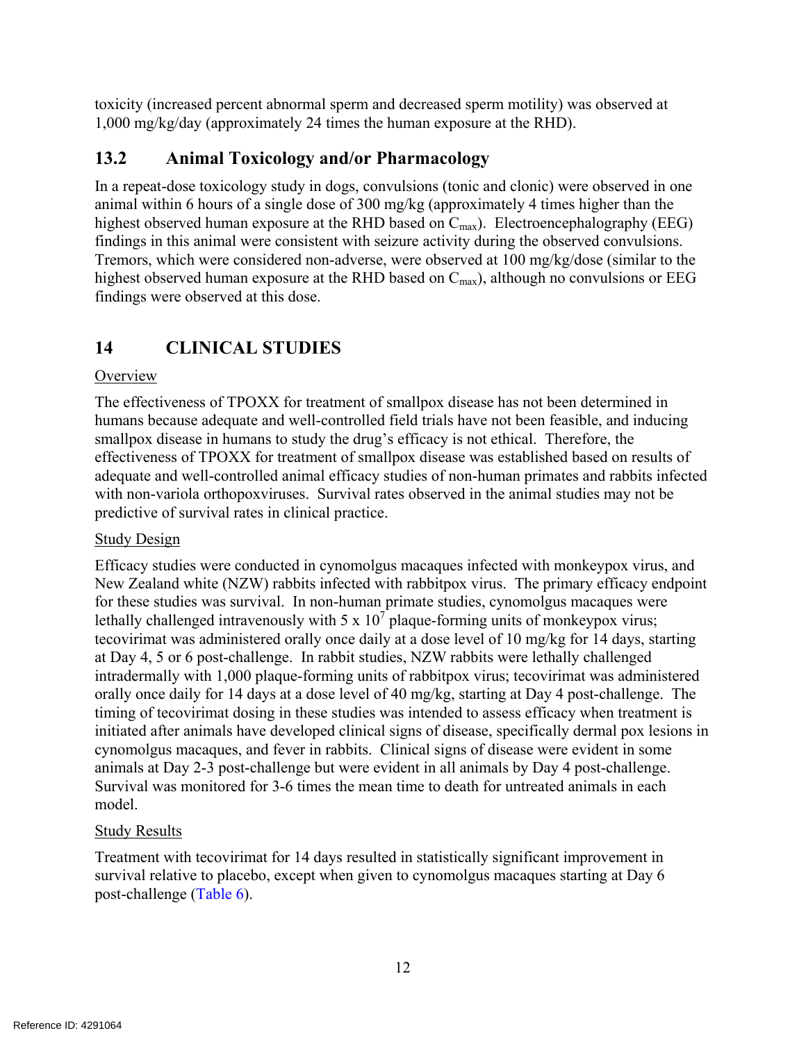toxicity (increased percent abnormal sperm and decreased sperm motility) was observed at 1,000 mg/kg/day (approximately 24 times the human exposure at the RHD).

## 13.2 Animal Toxicology and/or Pharmacology

In a repeat-dose toxicology study in dogs, convulsions (tonic and clonic) were observed in one animal within 6 hours of a single dose of 300 mg/kg (approximately 4 times higher than the highest observed human exposure at the RHD based on $C_{max}$). Electroencephalography (EEG) findings in this animal were consistent with seizure activity during the observed convulsions. Tremors, which were considered non-adverse, were observed at 100 mg/kg/dose (similar to the highest observed human exposure at the RHD based on $C_{max}$), although no convulsions or EEG findings were observed at this dose.

# 14 CLINICAL STUDIES

Overview

The effectiveness of TPOXX for treatment of smallpox disease has not been determined in humans because adequate and well-controlled field trials have not been feasible, and inducing smallpox disease in humans to study the drug's efficacy is not ethical. Therefore, the effectiveness of TPOXX for treatment of smallpox disease was established based on results of adequate and well-controlled animal efficacy studies of non-human primates and rabbits infected with non-variola orthopoxviruses. Survival rates observed in the animal studies may not be predictive of survival rates in clinical practice.

Study Design

Efficacy studies were conducted in cynomolgus macaques infected with monkeypox virus, and New Zealand white (NZW) rabbits infected with rabbitpox virus. The primary efficacy endpoint for these studies was survival. In non-human primate studies, cynomolgus macaques were lethally challenged intravenously with $5 \times 10^7$ plaque-forming units of monkeypox virus; tecovirimat was administered orally once daily at a dose level of 10 mg/kg for 14 days, starting at Day 4, 5 or 6 post-challenge. In rabbit studies, NZW rabbits were lethally challenged intradermally with 1,000 plaque-forming units of rabbitpox virus; tecovirimat was administered orally once daily for 14 days at a dose level of 40 mg/kg, starting at Day 4 post-challenge. The timing of tecovirimat dosing in these studies was intended to assess efficacy when treatment is initiated after animals have developed clinical signs of disease, specifically dermal pox lesions in cynomolgus macaques, and fever in rabbits. Clinical signs of disease were evident in some animals at Day 2-3 post-challenge but were evident in all animals by Day 4 post-challenge. Survival was monitored for 3-6 times the mean time to death for untreated animals in each model.

Study Results

Treatment with tecovirimat for 14 days resulted in statistically significant improvement in survival relative to placebo, except when given to cynomolgus macaques starting at Day 6 post-challenge (Table 6).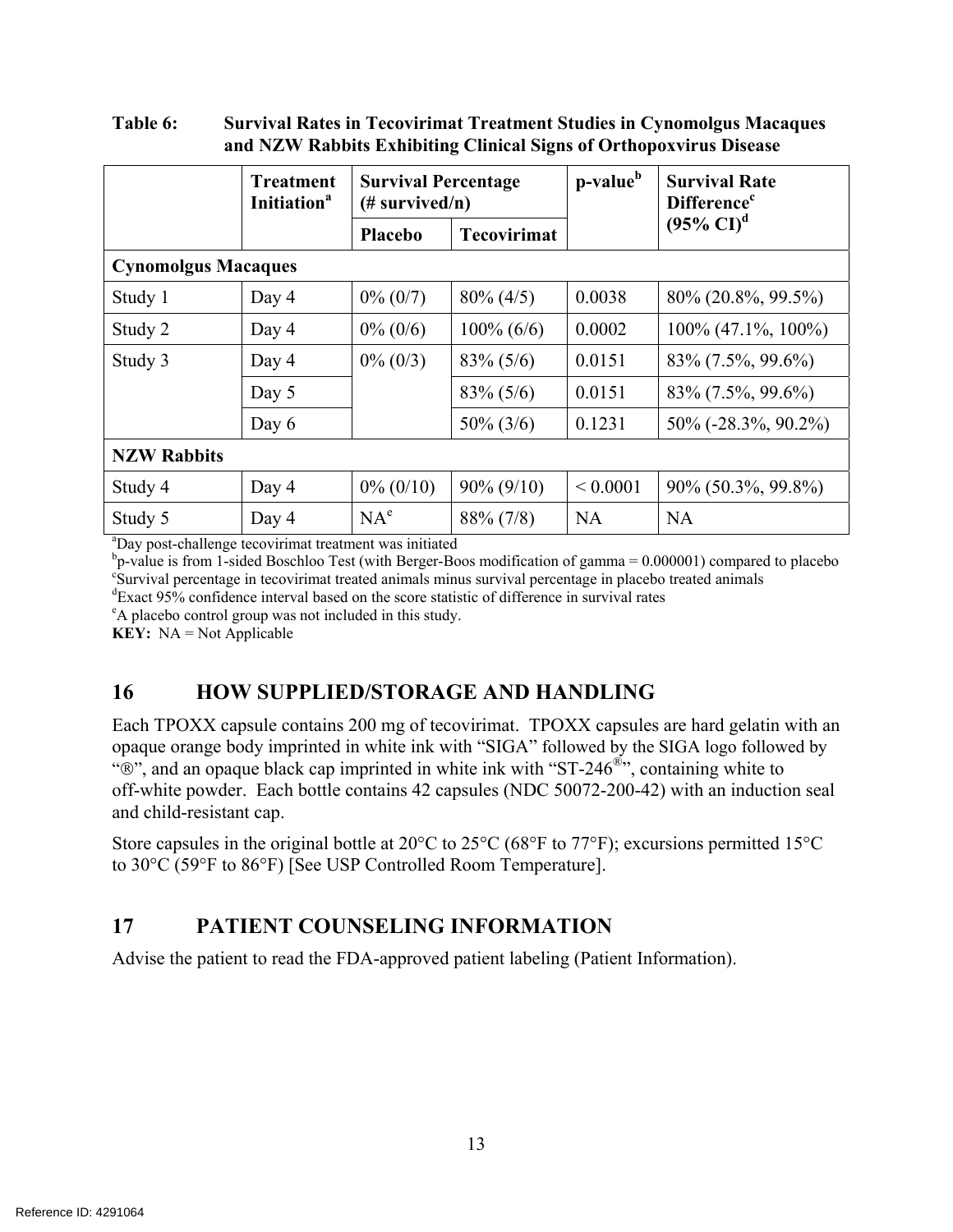**Table 6: Survival Rates in Tecovirimat Treatment Studies in Cynomolgus Macaques and NZW Rabbits Exhibiting Clinical Signs of Orthopoxvirus Disease**

| | Treatment Initiation[a] | Survival Percentage (# survived/n) | | p-value[b] | Survival Rate Difference[c] (95% CI)[d] |
|---|---|---|---|---|---|
| | | Placebo | Tecovirimat | | |
| **Cynomolgus Macaques** | | | | | |
| Study 1 | Day 4 | 0% (0/7) | 80% (4/5) | 0.0038 | 80% (20.8%, 99.5%) |
| Study 2 | Day 4 | 0% (0/6) | 100% (6/6) | 0.0002 | 100% (47.1%, 100%) |
| Study 3 | Day 4 | 0% (0/3) | 83% (5/6) | 0.0151 | 83% (7.5%, 99.6%) |
| | Day 5 | | 83% (5/6) | 0.0151 | 83% (7.5%, 99.6%) |
| | Day 6 | | 50% (3/6) | 0.1231 | 50% (-28.3%, 90.2%) |
| **NZW Rabbits** | | | | | |
| Study 4 | Day 4 | 0% (0/10) | 90% (9/10) | < 0.0001 | 90% (50.3%, 99.8%) |
| Study 5 | Day 4 | NA[e] | 88% (7/8) | NA | NA |

[a]Day post-challenge tecovirimat treatment was initiated
[b]p-value is from 1-sided Boschloo Test (with Berger-Boos modification of gamma = 0.000001) compared to placebo
[c]Survival percentage in tecovirimat treated animals minus survival percentage in placebo treated animals
[d]Exact 95% confidence interval based on the score statistic of difference in survival rates
[e]A placebo control group was not included in this study.
**KEY:** NA = Not Applicable

# 16 HOW SUPPLIED/STORAGE AND HANDLING

Each TPOXX capsule contains 200 mg of tecovirimat. TPOXX capsules are hard gelatin with an opaque orange body imprinted in white ink with "SIGA" followed by the SIGA logo followed by "®", and an opaque black cap imprinted in white ink with "ST-246®", containing white to off-white powder. Each bottle contains 42 capsules (NDC 50072-200-42) with an induction seal and child-resistant cap.

Store capsules in the original bottle at 20°C to 25°C (68°F to 77°F); excursions permitted 15°C to 30°C (59°F to 86°F) [See USP Controlled Room Temperature].

# 17 PATIENT COUNSELING INFORMATION

Advise the patient to read the FDA-approved patient labeling (Patient Information).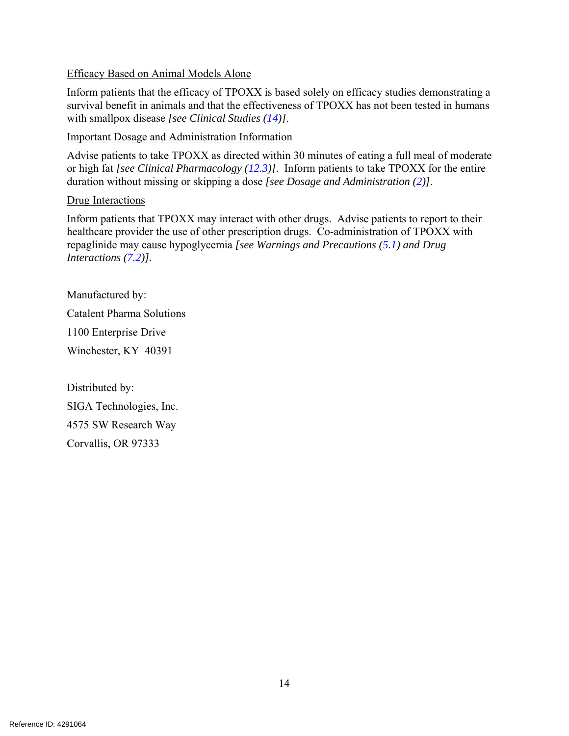Efficacy Based on Animal Models Alone

Inform patients that the efficacy of TPOXX is based solely on efficacy studies demonstrating a survival benefit in animals and that the effectiveness of TPOXX has not been tested in humans with smallpox disease *[see Clinical Studies (14)]*.

Important Dosage and Administration Information

Advise patients to take TPOXX as directed within 30 minutes of eating a full meal of moderate or high fat *[see Clinical Pharmacology (12.3)]*. Inform patients to take TPOXX for the entire duration without missing or skipping a dose *[see Dosage and Administration (2)]*.

Drug Interactions

Inform patients that TPOXX may interact with other drugs. Advise patients to report to their healthcare provider the use of other prescription drugs. Co-administration of TPOXX with repaglinide may cause hypoglycemia *[see Warnings and Precautions (5.1) and Drug Interactions (7.2)]*.

Manufactured by:

Catalent Pharma Solutions

1100 Enterprise Drive

Winchester, KY 40391

Distributed by:

SIGA Technologies, Inc.

4575 SW Research Way

Corvallis, OR 97333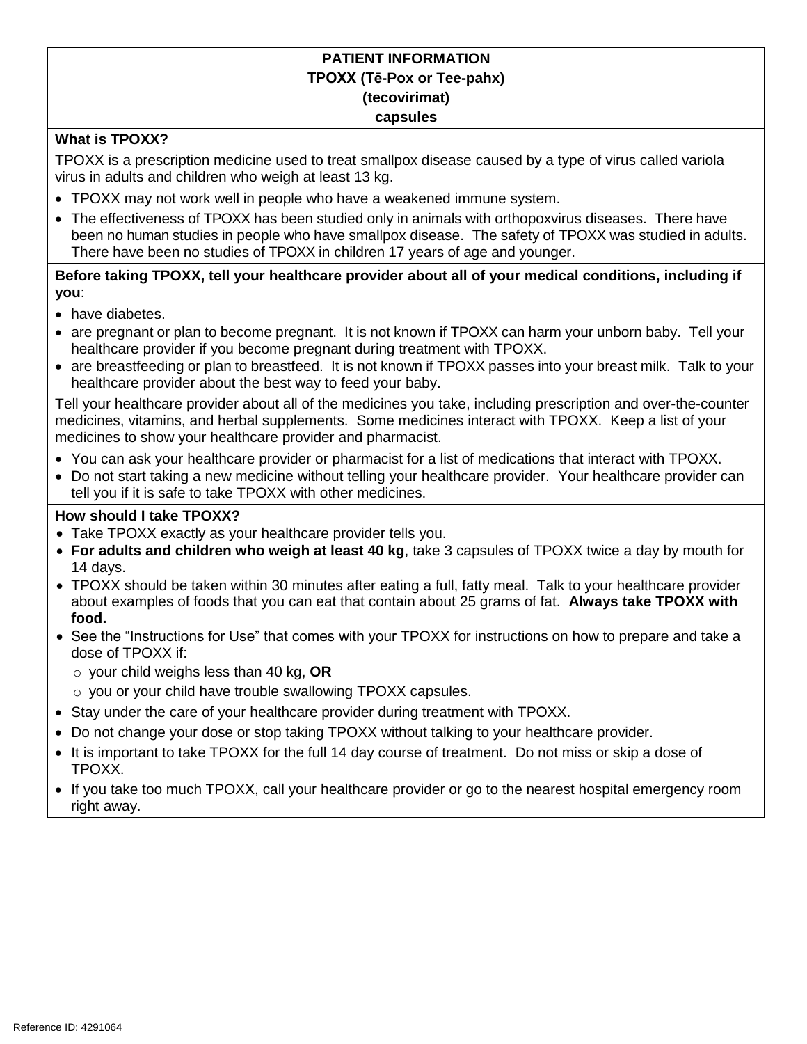**PATIENT INFORMATION**
**TPOXX (Tē-Pox or Tee-pahx)**
**(tecovirimat)**
**capsules**

**What is TPOXX?**

TPOXX is a prescription medicine used to treat smallpox disease caused by a type of virus called variola virus in adults and children who weigh at least 13 kg.

- TPOXX may not work well in people who have a weakened immune system.
- The effectiveness of TPOXX has been studied only in animals with orthopoxvirus diseases. There have been no human studies in people who have smallpox disease. The safety of TPOXX was studied in adults. There have been no studies of TPOXX in children 17 years of age and younger.

**Before taking TPOXX, tell your healthcare provider about all of your medical conditions, including if you**:

- have diabetes.
- are pregnant or plan to become pregnant. It is not known if TPOXX can harm your unborn baby. Tell your healthcare provider if you become pregnant during treatment with TPOXX.
- are breastfeeding or plan to breastfeed. It is not known if TPOXX passes into your breast milk. Talk to your healthcare provider about the best way to feed your baby.

Tell your healthcare provider about all of the medicines you take, including prescription and over-the-counter medicines, vitamins, and herbal supplements. Some medicines interact with TPOXX. Keep a list of your medicines to show your healthcare provider and pharmacist.

- You can ask your healthcare provider or pharmacist for a list of medications that interact with TPOXX.
- Do not start taking a new medicine without telling your healthcare provider. Your healthcare provider can tell you if it is safe to take TPOXX with other medicines.

**How should I take TPOXX?**

- Take TPOXX exactly as your healthcare provider tells you.
- **For adults and children who weigh at least 40 kg**, take 3 capsules of TPOXX twice a day by mouth for 14 days.
- TPOXX should be taken within 30 minutes after eating a full, fatty meal. Talk to your healthcare provider about examples of foods that you can eat that contain about 25 grams of fat. **Always take TPOXX with food.**
- See the "Instructions for Use" that comes with your TPOXX for instructions on how to prepare and take a dose of TPOXX if:
  - your child weighs less than 40 kg, **OR**
  - you or your child have trouble swallowing TPOXX capsules.
- Stay under the care of your healthcare provider during treatment with TPOXX.
- Do not change your dose or stop taking TPOXX without talking to your healthcare provider.
- It is important to take TPOXX for the full 14 day course of treatment. Do not miss or skip a dose of TPOXX.
- If you take too much TPOXX, call your healthcare provider or go to the nearest hospital emergency room right away.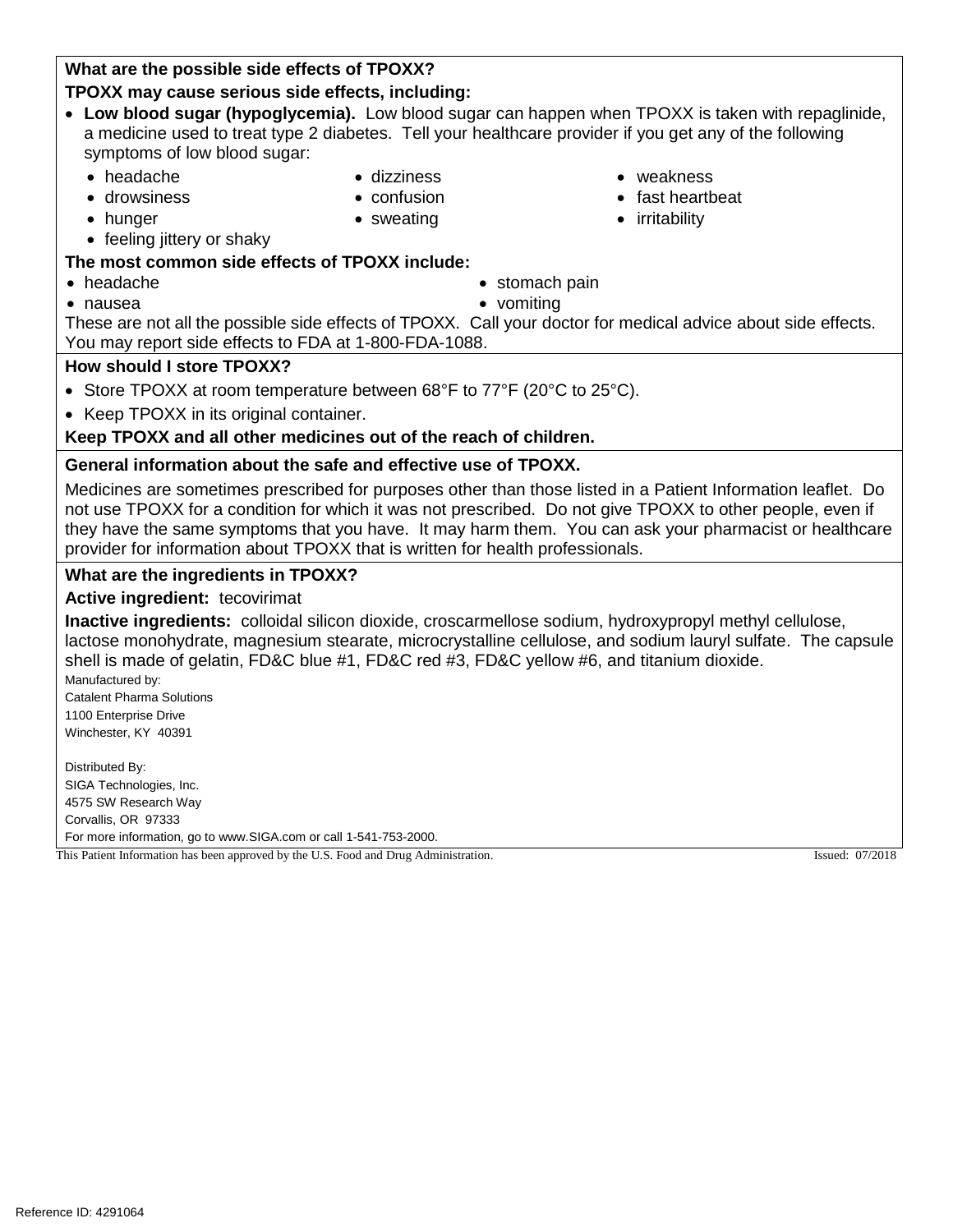**What are the possible side effects of TPOXX?**

**TPOXX may cause serious side effects, including:**

- **Low blood sugar (hypoglycemia).** Low blood sugar can happen when TPOXX is taken with repaglinide, a medicine used to treat type 2 diabetes. Tell your healthcare provider if you get any of the following symptoms of low blood sugar:
  - headache
  - drowsiness
  - hunger
  - feeling jittery or shaky
  - dizziness
  - confusion
  - sweating
  - weakness
  - fast heartbeat
  - irritability

**The most common side effects of TPOXX include:**

- headache
- nausea
- stomach pain
- vomiting

These are not all the possible side effects of TPOXX. Call your doctor for medical advice about side effects. You may report side effects to FDA at 1-800-FDA-1088.

**How should I store TPOXX?**

- Store TPOXX at room temperature between 68°F to 77°F (20°C to 25°C).
- Keep TPOXX in its original container.

**Keep TPOXX and all other medicines out of the reach of children.**

**General information about the safe and effective use of TPOXX.**

Medicines are sometimes prescribed for purposes other than those listed in a Patient Information leaflet. Do not use TPOXX for a condition for which it was not prescribed. Do not give TPOXX to other people, even if they have the same symptoms that you have. It may harm them. You can ask your pharmacist or healthcare provider for information about TPOXX that is written for health professionals.

**What are the ingredients in TPOXX?**

**Active ingredient:** tecovirimat

**Inactive ingredients:** colloidal silicon dioxide, croscarmellose sodium, hydroxypropyl methyl cellulose, lactose monohydrate, magnesium stearate, microcrystalline cellulose, and sodium lauryl sulfate. The capsule shell is made of gelatin, FD&C blue #1, FD&C red #3, FD&C yellow #6, and titanium dioxide.

Manufactured by:
Catalent Pharma Solutions
1100 Enterprise Drive
Winchester, KY 40391

Distributed By:
SIGA Technologies, Inc.
4575 SW Research Way
Corvallis, OR 97333
For more information, go to www.SIGA.com or call 1-541-753-2000.

This Patient Information has been approved by the U.S. Food and Drug Administration. Issued: 07/2018

Reference ID: 4291064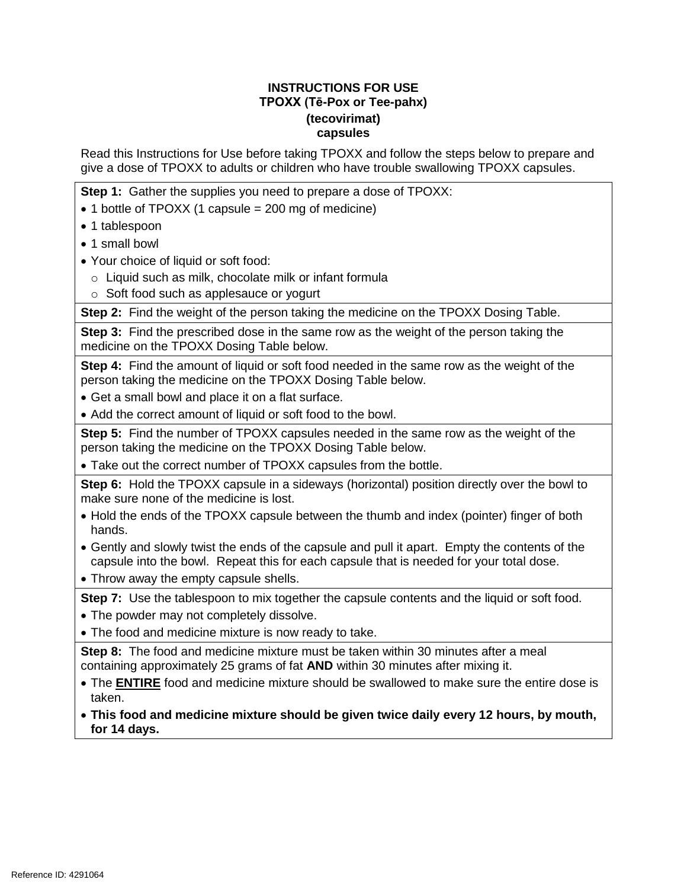# INSTRUCTIONS FOR USE
## TPOXX (Tē-Pox or Tee-pahx)
## (tecovirimat)
## capsules

Read this Instructions for Use before taking TPOXX and follow the steps below to prepare and give a dose of TPOXX to adults or children who have trouble swallowing TPOXX capsules.

**Step 1:** Gather the supplies you need to prepare a dose of TPOXX:

- 1 bottle of TPOXX (1 capsule = 200 mg of medicine)
- 1 tablespoon
- 1 small bowl
- Your choice of liquid or soft food:
  - Liquid such as milk, chocolate milk or infant formula
  - Soft food such as applesauce or yogurt

**Step 2:** Find the weight of the person taking the medicine on the TPOXX Dosing Table.

**Step 3:** Find the prescribed dose in the same row as the weight of the person taking the medicine on the TPOXX Dosing Table below.

**Step 4:** Find the amount of liquid or soft food needed in the same row as the weight of the person taking the medicine on the TPOXX Dosing Table below.

- Get a small bowl and place it on a flat surface.
- Add the correct amount of liquid or soft food to the bowl.

**Step 5:** Find the number of TPOXX capsules needed in the same row as the weight of the person taking the medicine on the TPOXX Dosing Table below.

- Take out the correct number of TPOXX capsules from the bottle.

**Step 6:** Hold the TPOXX capsule in a sideways (horizontal) position directly over the bowl to make sure none of the medicine is lost.

- Hold the ends of the TPOXX capsule between the thumb and index (pointer) finger of both hands.
- Gently and slowly twist the ends of the capsule and pull it apart. Empty the contents of the capsule into the bowl. Repeat this for each capsule that is needed for your total dose.
- Throw away the empty capsule shells.

**Step 7:** Use the tablespoon to mix together the capsule contents and the liquid or soft food.

- The powder may not completely dissolve.
- The food and medicine mixture is now ready to take.

**Step 8:** The food and medicine mixture must be taken within 30 minutes after a meal containing approximately 25 grams of fat **AND** within 30 minutes after mixing it.

- The **ENTIRE** food and medicine mixture should be swallowed to make sure the entire dose is taken.
- **This food and medicine mixture should be given twice daily every 12 hours, by mouth, for 14 days.**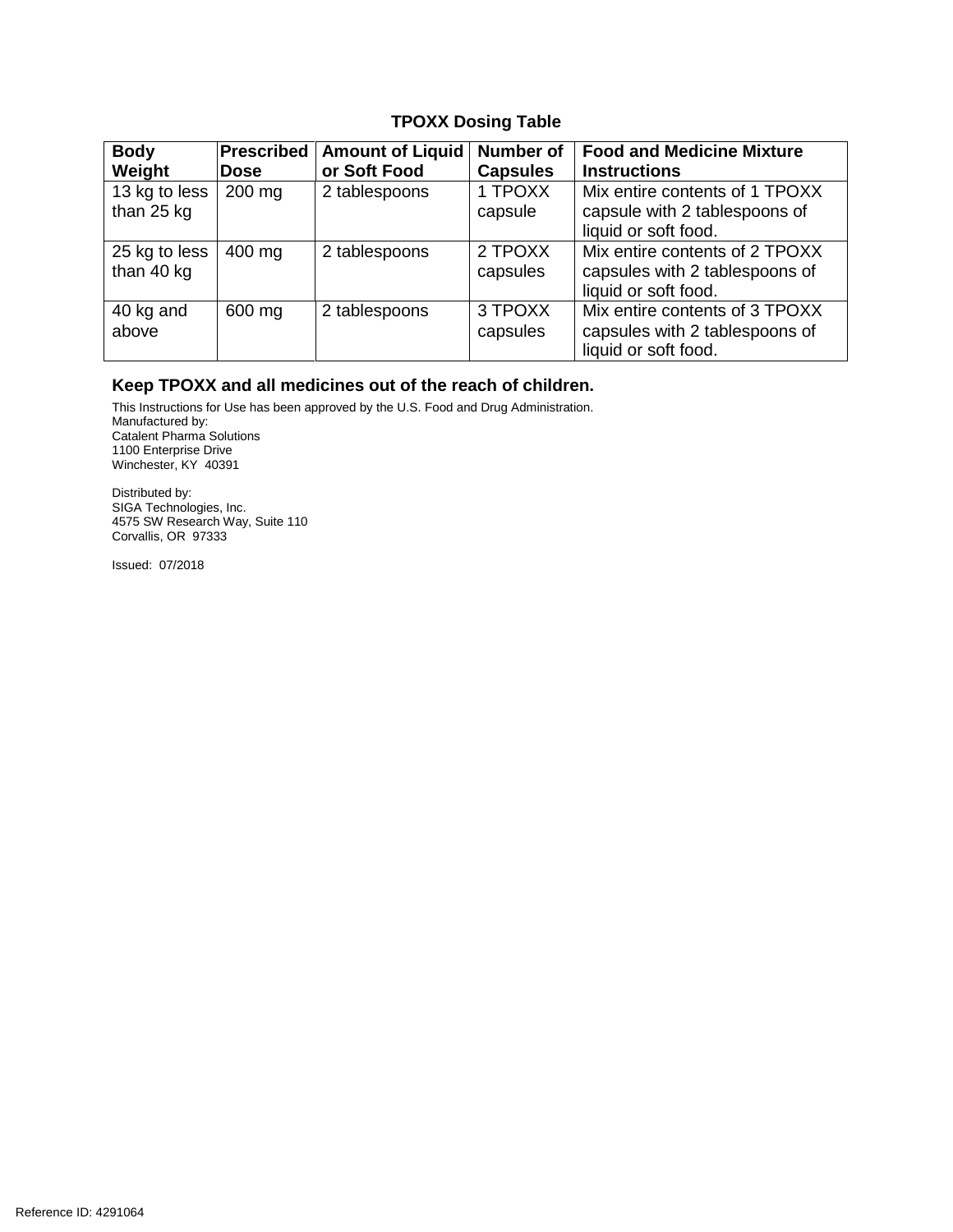**TPOXX Dosing Table**

| Body Weight | Prescribed Dose | Amount of Liquid or Soft Food | Number of Capsules | Food and Medicine Mixture Instructions |
|---|---|---|---|---|
| 13 kg to less than 25 kg | 200 mg | 2 tablespoons | 1 TPOXX capsule | Mix entire contents of 1 TPOXX capsule with 2 tablespoons of liquid or soft food. |
| 25 kg to less than 40 kg | 400 mg | 2 tablespoons | 2 TPOXX capsules | Mix entire contents of 2 TPOXX capsules with 2 tablespoons of liquid or soft food. |
| 40 kg and above | 600 mg | 2 tablespoons | 3 TPOXX capsules | Mix entire contents of 3 TPOXX capsules with 2 tablespoons of liquid or soft food. |

**Keep TPOXX and all medicines out of the reach of children.**

This Instructions for Use has been approved by the U.S. Food and Drug Administration.
Manufactured by:
Catalent Pharma Solutions
1100 Enterprise Drive
Winchester, KY 40391

Distributed by:
SIGA Technologies, Inc.
4575 SW Research Way, Suite 110
Corvallis, OR 97333

Issued: 07/2018

Reference ID: 4291064